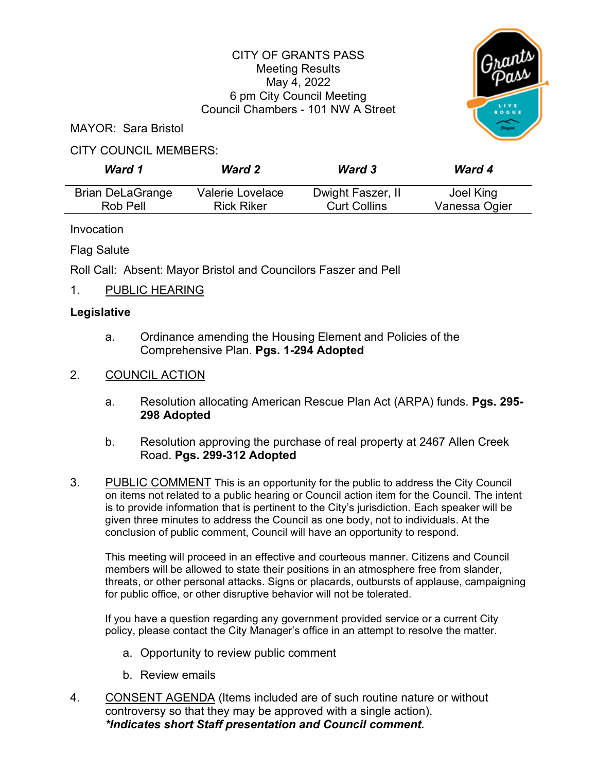CITY OF GRANTS PASS
Meeting Results
May 4, 2022
6 pm City Council Meeting
Council Chambers - 101 NW A Street

MAYOR: Sara Bristol

CITY COUNCIL MEMBERS:

| *Ward 1* | *Ward 2* | *Ward 3* | *Ward 4* |
|---|---|---|---|
| Brian DeLaGrange<br>Rob Pell | Valerie Lovelace<br>Rick Riker | Dwight Faszer, II<br>Curt Collins | Joel King<br>Vanessa Ogier |

Invocation

Flag Salute

Roll Call: Absent: Mayor Bristol and Councilors Faszer and Pell

1. PUBLIC HEARING

**Legislative**

a. Ordinance amending the Housing Element and Policies of the Comprehensive Plan. **Pgs. 1-294 Adopted**

2. COUNCIL ACTION

a. Resolution allocating American Rescue Plan Act (ARPA) funds. **Pgs. 295-298 Adopted**

b. Resolution approving the purchase of real property at 2467 Allen Creek Road. **Pgs. 299-312 Adopted**

3. PUBLIC COMMENT This is an opportunity for the public to address the City Council on items not related to a public hearing or Council action item for the Council. The intent is to provide information that is pertinent to the City's jurisdiction. Each speaker will be given three minutes to address the Council as one body, not to individuals. At the conclusion of public comment, Council will have an opportunity to respond.

This meeting will proceed in an effective and courteous manner. Citizens and Council members will be allowed to state their positions in an atmosphere free from slander, threats, or other personal attacks. Signs or placards, outbursts of applause, campaigning for public office, or other disruptive behavior will not be tolerated.

If you have a question regarding any government provided service or a current City policy, please contact the City Manager's office in an attempt to resolve the matter.

a. Opportunity to review public comment

b. Review emails

4. CONSENT AGENDA (Items included are of such routine nature or without controversy so that they may be approved with a single action).
***Indicates short Staff presentation and Council comment.***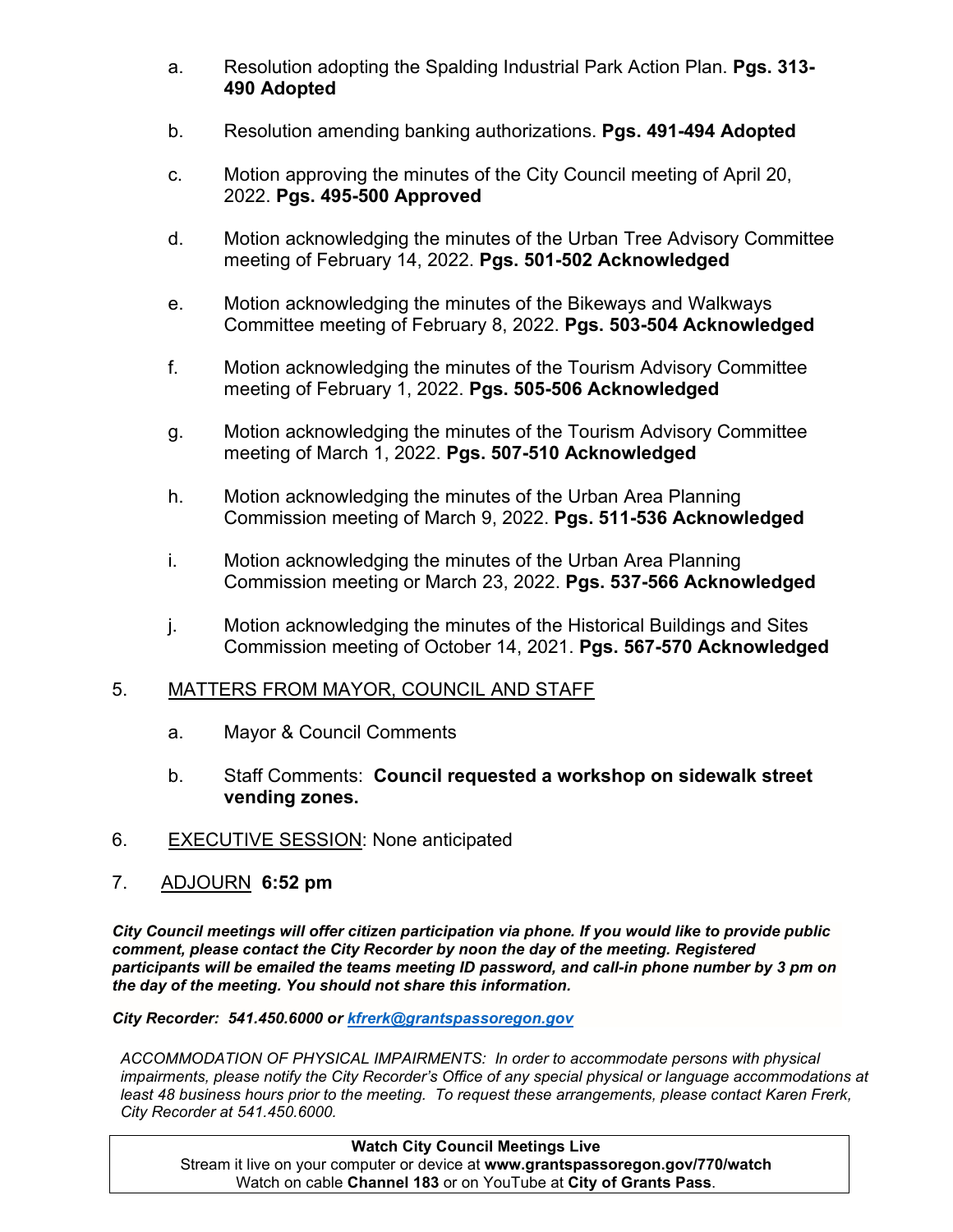a. Resolution adopting the Spalding Industrial Park Action Plan. **Pgs. 313-490 Adopted**

b. Resolution amending banking authorizations. **Pgs. 491-494 Adopted**

c. Motion approving the minutes of the City Council meeting of April 20, 2022. **Pgs. 495-500 Approved**

d. Motion acknowledging the minutes of the Urban Tree Advisory Committee meeting of February 14, 2022. **Pgs. 501-502 Acknowledged**

e. Motion acknowledging the minutes of the Bikeways and Walkways Committee meeting of February 8, 2022. **Pgs. 503-504 Acknowledged**

f. Motion acknowledging the minutes of the Tourism Advisory Committee meeting of February 1, 2022. **Pgs. 505-506 Acknowledged**

g. Motion acknowledging the minutes of the Tourism Advisory Committee meeting of March 1, 2022. **Pgs. 507-510 Acknowledged**

h. Motion acknowledging the minutes of the Urban Area Planning Commission meeting of March 9, 2022. **Pgs. 511-536 Acknowledged**

i. Motion acknowledging the minutes of the Urban Area Planning Commission meeting or March 23, 2022. **Pgs. 537-566 Acknowledged**

j. Motion acknowledging the minutes of the Historical Buildings and Sites Commission meeting of October 14, 2021. **Pgs. 567-570 Acknowledged**

5. MATTERS FROM MAYOR, COUNCIL AND STAFF

a. Mayor & Council Comments

b. Staff Comments: **Council requested a workshop on sidewalk street vending zones.**

6. EXECUTIVE SESSION: None anticipated

7. ADJOURN **6:52 pm**

***City Council meetings will offer citizen participation via phone. If you would like to provide public comment, please contact the City Recorder by noon the day of the meeting. Registered participants will be emailed the teams meeting ID password, and call-in phone number by 3 pm on the day of the meeting. You should not share this information.***

***City Recorder: 541.450.6000 or kfrerk@grantspassoregon.gov***

*ACCOMMODATION OF PHYSICAL IMPAIRMENTS: In order to accommodate persons with physical impairments, please notify the City Recorder's Office of any special physical or language accommodations at least 48 business hours prior to the meeting. To request these arrangements, please contact Karen Frerk, City Recorder at 541.450.6000.*

**Watch City Council Meetings Live**
Stream it live on your computer or device at **www.grantspassoregon.gov/770/watch**
Watch on cable **Channel 183** or on YouTube at **City of Grants Pass**.